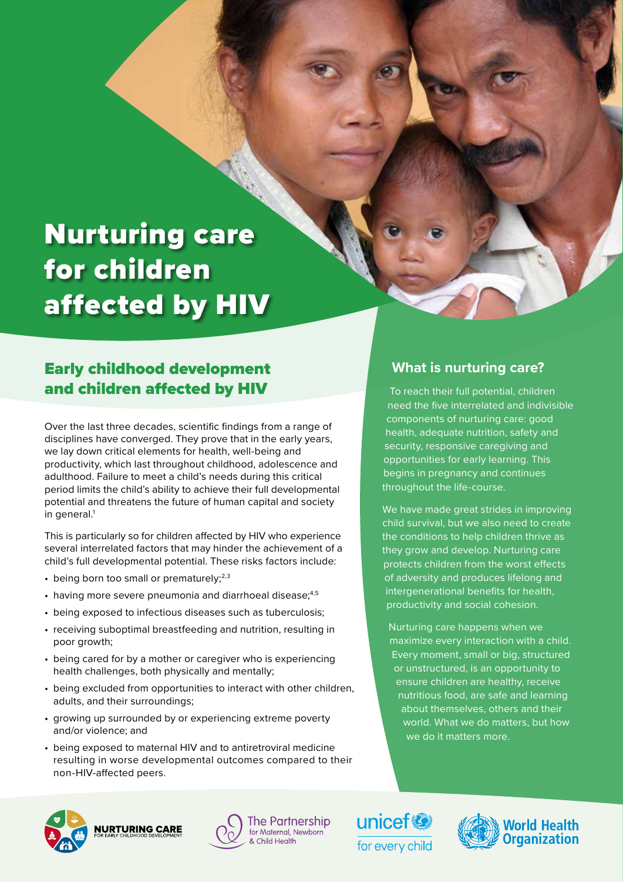# Nurturing care for children affected by HIV

## Early childhood development and children affected by HIV

Over the last three decades, scientific findings from a range of disciplines have converged. They prove that in the early years, we lay down critical elements for health, well-being and productivity, which last throughout childhood, adolescence and adulthood. Failure to meet a child's needs during this critical period limits the child's ability to achieve their full developmental potential and threatens the future of human capital and society in general.[1]

This is particularly so for children affected by HIV who experience several interrelated factors that may hinder the achievement of a child's full developmental potential. These risks factors include:

- being born too small or prematurely;[2,3]
- having more severe pneumonia and diarrhoeal disease;[4,5]
- being exposed to infectious diseases such as tuberculosis;
- receiving suboptimal breastfeeding and nutrition, resulting in poor growth;
- being cared for by a mother or caregiver who is experiencing health challenges, both physically and mentally;
- being excluded from opportunities to interact with other children, adults, and their surroundings;
- growing up surrounded by or experiencing extreme poverty and/or violence; and
- being exposed to maternal HIV and to antiretroviral medicine resulting in worse developmental outcomes compared to their non-HIV-affected peers.

### What is nurturing care?

To reach their full potential, children need the five interrelated and indivisible components of nurturing care: good health, adequate nutrition, safety and security, responsive caregiving and opportunities for early learning. This begins in pregnancy and continues throughout the life-course.

We have made great strides in improving child survival, but we also need to create the conditions to help children thrive as they grow and develop. Nurturing care protects children from the worst effects of adversity and produces lifelong and intergenerational benefits for health, productivity and social cohesion.

Nurturing care happens when we maximize every interaction with a child. Every moment, small or big, structured or unstructured, is an opportunity to ensure children are healthy, receive nutritious food, are safe and learning about themselves, others and their world. What we do matters, but how we do it matters more.

NURTURING CARE FOR EARLY CHILDHOOD DEVELOPMENT

The Partnership for Maternal, Newborn & Child Health

unicef for every child

World Health Organization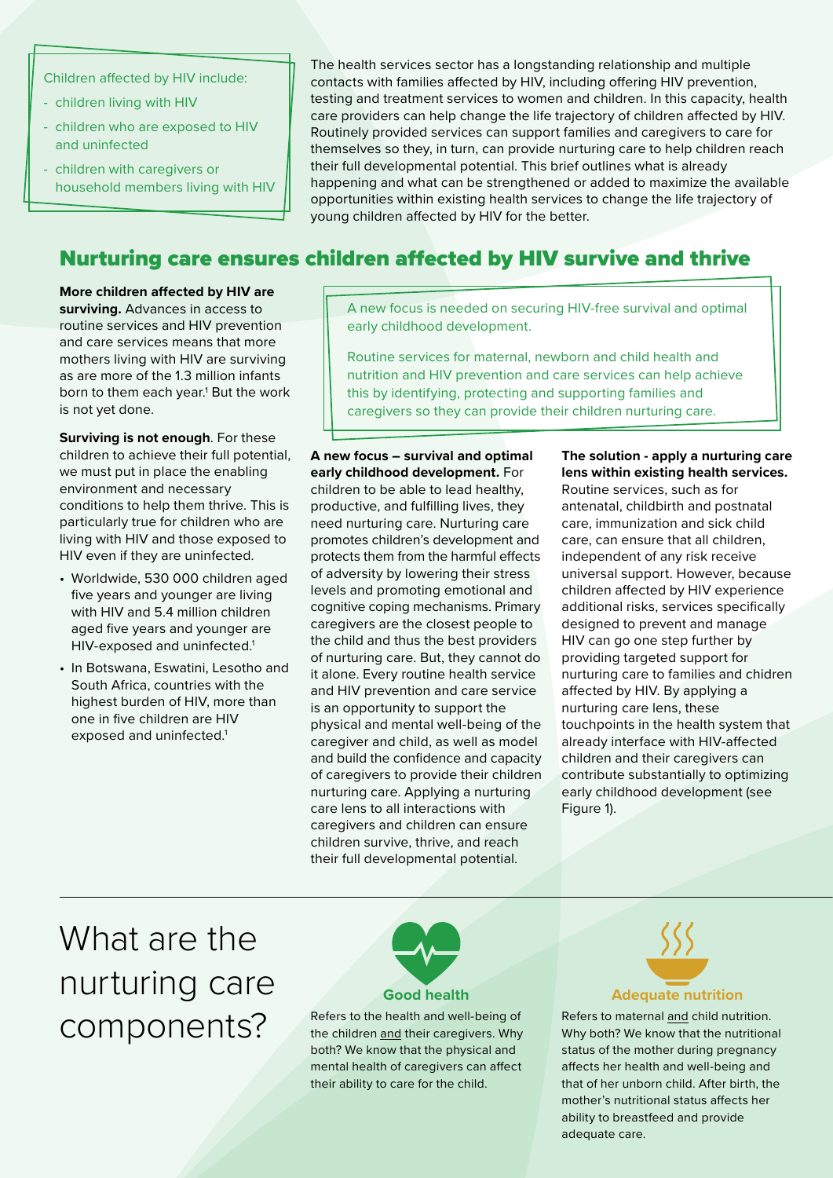Children affected by HIV include:

- children living with HIV
- children who are exposed to HIV and uninfected
- children with caregivers or household members living with HIV

The health services sector has a longstanding relationship and multiple contacts with families affected by HIV, including offering HIV prevention, testing and treatment services to women and children. In this capacity, health care providers can help change the life trajectory of children affected by HIV. Routinely provided services can support families and caregivers to care for themselves so they, in turn, can provide nurturing care to help children reach their full developmental potential. This brief outlines what is already happening and what can be strengthened or added to maximize the available opportunities within existing health services to change the life trajectory of young children affected by HIV for the better.

## Nurturing care ensures children affected by HIV survive and thrive

**More children affected by HIV are surviving.** Advances in access to routine services and HIV prevention and care services means that more mothers living with HIV are surviving as are more of the 1.3 million infants born to them each year.[1] But the work is not yet done.

**Surviving is not enough**. For these children to achieve their full potential, we must put in place the enabling environment and necessary conditions to help them thrive. This is particularly true for children who are living with HIV and those exposed to HIV even if they are uninfected.

- Worldwide, 530 000 children aged five years and younger are living with HIV and 5.4 million children aged five years and younger are HIV-exposed and uninfected.[1]
- In Botswana, Eswatini, Lesotho and South Africa, countries with the highest burden of HIV, more than one in five children are HIV exposed and uninfected.[1]

A new focus is needed on securing HIV-free survival and optimal early childhood development.

Routine services for maternal, newborn and child health and nutrition and HIV prevention and care services can help achieve this by identifying, protecting and supporting families and caregivers so they can provide their children nurturing care.

**A new focus – survival and optimal early childhood development.** For children to be able to lead healthy, productive, and fulfilling lives, they need nurturing care. Nurturing care promotes children's development and protects them from the harmful effects of adversity by lowering their stress levels and promoting emotional and cognitive coping mechanisms. Primary caregivers are the closest people to the child and thus the best providers of nurturing care. But, they cannot do it alone. Every routine health service and HIV prevention and care service is an opportunity to support the physical and mental well-being of the caregiver and child, as well as model and build the confidence and capacity of caregivers to provide their children nurturing care. Applying a nurturing care lens to all interactions with caregivers and children can ensure children survive, thrive, and reach their full developmental potential.

**The solution - apply a nurturing care lens within existing health services.** Routine services, such as for antenatal, childbirth and postnatal care, immunization and sick child care, can ensure that all children, independent of any risk receive universal support. However, because children affected by HIV experience additional risks, services specifically designed to prevent and manage HIV can go one step further by providing targeted support for nurturing care to families and chidren affected by HIV. By applying a nurturing care lens, these touchpoints in the health system that already interface with HIV-affected children and their caregivers can contribute substantially to optimizing early childhood development (see Figure 1).

# What are the nurturing care components?

### Good health

Refers to the health and well-being of the children and their caregivers. Why both? We know that the physical and mental health of caregivers can affect their ability to care for the child.

### Adequate nutrition

Refers to maternal and child nutrition. Why both? We know that the nutritional status of the mother during pregnancy affects her health and well-being and that of her unborn child. After birth, the mother's nutritional status affects her ability to breastfeed and provide adequate care.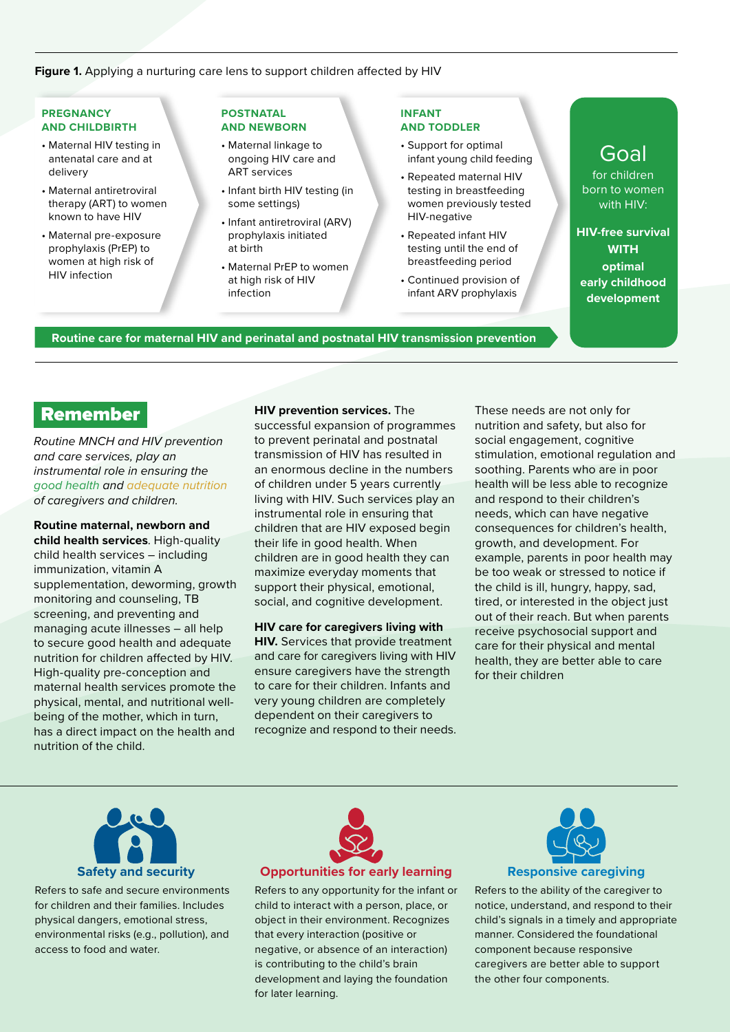**Figure 1.** Applying a nurturing care lens to support children affected by HIV

**PREGNANCY AND CHILDBIRTH**

- Maternal HIV testing in antenatal care and at delivery
- Maternal antiretroviral therapy (ART) to women known to have HIV
- Maternal pre-exposure prophylaxis (PrEP) to women at high risk of HIV infection

**POSTNATAL AND NEWBORN**

- Maternal linkage to ongoing HIV care and ART services
- Infant birth HIV testing (in some settings)
- Infant antiretroviral (ARV) prophylaxis initiated at birth
- Maternal PrEP to women at high risk of HIV infection

**INFANT AND TODDLER**

- Support for optimal infant young child feeding
- Repeated maternal HIV testing in breastfeeding women previously tested HIV-negative
- Repeated infant HIV testing until the end of breastfeeding period
- Continued provision of infant ARV prophylaxis

**Goal** for children born to women with HIV:

**HIV-free survival WITH optimal early childhood development**

**Routine care for maternal HIV and perinatal and postnatal HIV transmission prevention**

## Remember

*Routine MNCH and HIV prevention and care services, play an instrumental role in ensuring the good health and adequate nutrition of caregivers and children.*

**Routine maternal, newborn and child health services**. High-quality child health services – including immunization, vitamin A supplementation, deworming, growth monitoring and counseling, TB screening, and preventing and managing acute illnesses – all help to secure good health and adequate nutrition for children affected by HIV. High-quality pre-conception and maternal health services promote the physical, mental, and nutritional well-being of the mother, which in turn, has a direct impact on the health and nutrition of the child.

**HIV prevention services.** The successful expansion of programmes to prevent perinatal and postnatal transmission of HIV has resulted in an enormous decline in the numbers of children under 5 years currently living with HIV. Such services play an instrumental role in ensuring that children that are HIV exposed begin their life in good health. When children are in good health they can maximize everyday moments that support their physical, emotional, social, and cognitive development.

**HIV care for caregivers living with HIV.** Services that provide treatment and care for caregivers living with HIV ensure caregivers have the strength to care for their children. Infants and very young children are completely dependent on their caregivers to recognize and respond to their needs. These needs are not only for nutrition and safety, but also for social engagement, cognitive stimulation, emotional regulation and soothing. Parents who are in poor health will be less able to recognize and respond to their children's needs, which can have negative consequences for children's health, growth, and development. For example, parents in poor health may be too weak or stressed to notice if the child is ill, hungry, happy, sad, tired, or interested in the object just out of their reach. But when parents receive psychosocial support and care for their physical and mental health, they are better able to care for their children

**Safety and security**

Refers to safe and secure environments for children and their families. Includes physical dangers, emotional stress, environmental risks (e.g., pollution), and access to food and water.

**Opportunities for early learning**

Refers to any opportunity for the infant or child to interact with a person, place, or object in their environment. Recognizes that every interaction (positive or negative, or absence of an interaction) is contributing to the child's brain development and laying the foundation for later learning.

**Responsive caregiving**

Refers to the ability of the caregiver to notice, understand, and respond to their child's signals in a timely and appropriate manner. Considered the foundational component because responsive caregivers are better able to support the other four components.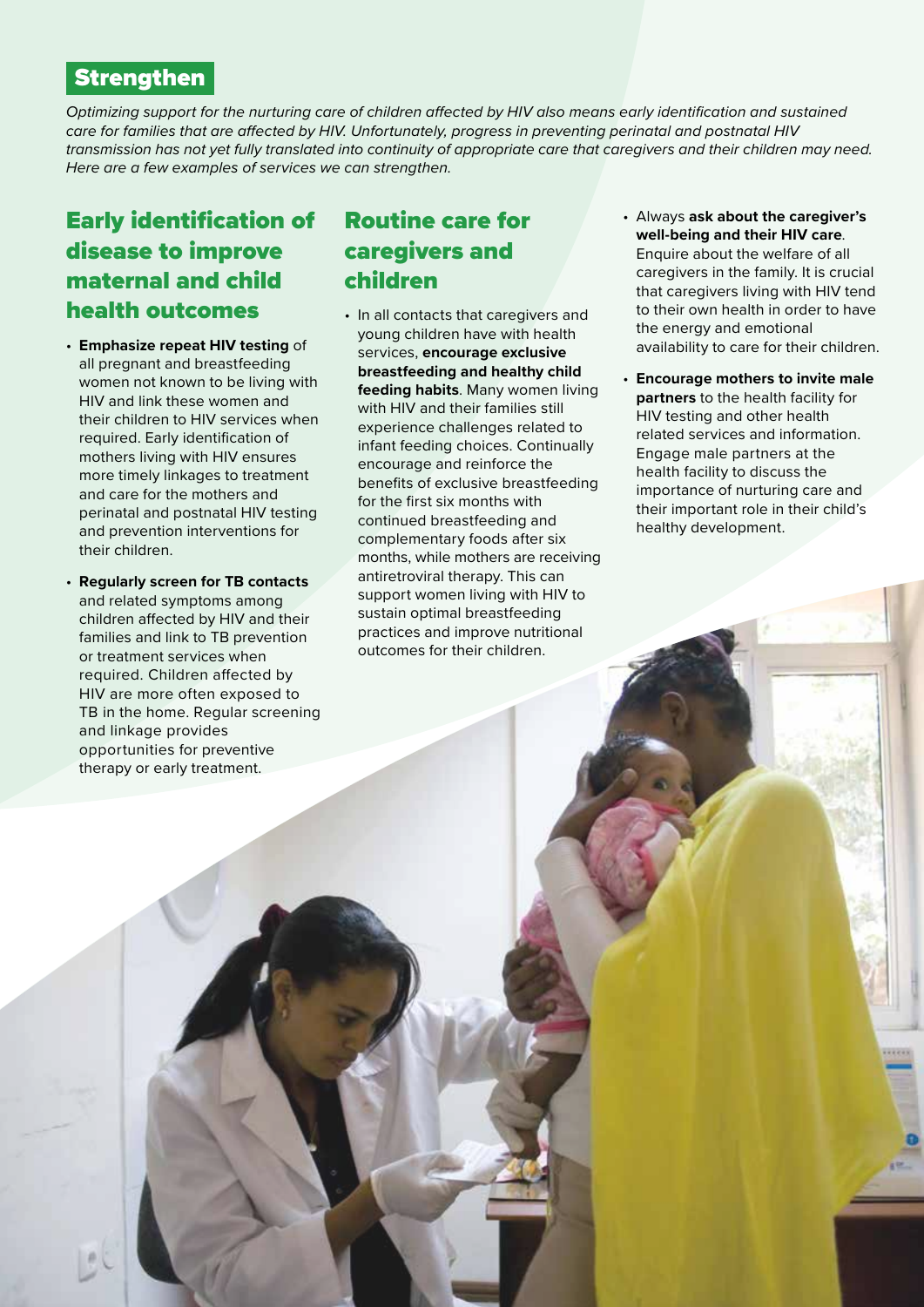## Strengthen

*Optimizing support for the nurturing care of children affected by HIV also means early identification and sustained care for families that are affected by HIV. Unfortunately, progress in preventing perinatal and postnatal HIV transmission has not yet fully translated into continuity of appropriate care that caregivers and their children may need. Here are a few examples of services we can strengthen.*

### Early identification of disease to improve maternal and child health outcomes

- **Emphasize repeat HIV testing** of all pregnant and breastfeeding women not known to be living with HIV and link these women and their children to HIV services when required. Early identification of mothers living with HIV ensures more timely linkages to treatment and care for the mothers and perinatal and postnatal HIV testing and prevention interventions for their children.
- **Regularly screen for TB contacts** and related symptoms among children affected by HIV and their families and link to TB prevention or treatment services when required. Children affected by HIV are more often exposed to TB in the home. Regular screening and linkage provides opportunities for preventive therapy or early treatment.

### Routine care for caregivers and children

- In all contacts that caregivers and young children have with health services, **encourage exclusive breastfeeding and healthy child feeding habits**. Many women living with HIV and their families still experience challenges related to infant feeding choices. Continually encourage and reinforce the benefits of exclusive breastfeeding for the first six months with continued breastfeeding and complementary foods after six months, while mothers are receiving antiretroviral therapy. This can support women living with HIV to sustain optimal breastfeeding practices and improve nutritional outcomes for their children.
- Always **ask about the caregiver's well-being and their HIV care**. Enquire about the welfare of all caregivers in the family. It is crucial that caregivers living with HIV tend to their own health in order to have the energy and emotional availability to care for their children.
- **Encourage mothers to invite male partners** to the health facility for HIV testing and other health related services and information. Engage male partners at the health facility to discuss the importance of nurturing care and their important role in their child's healthy development.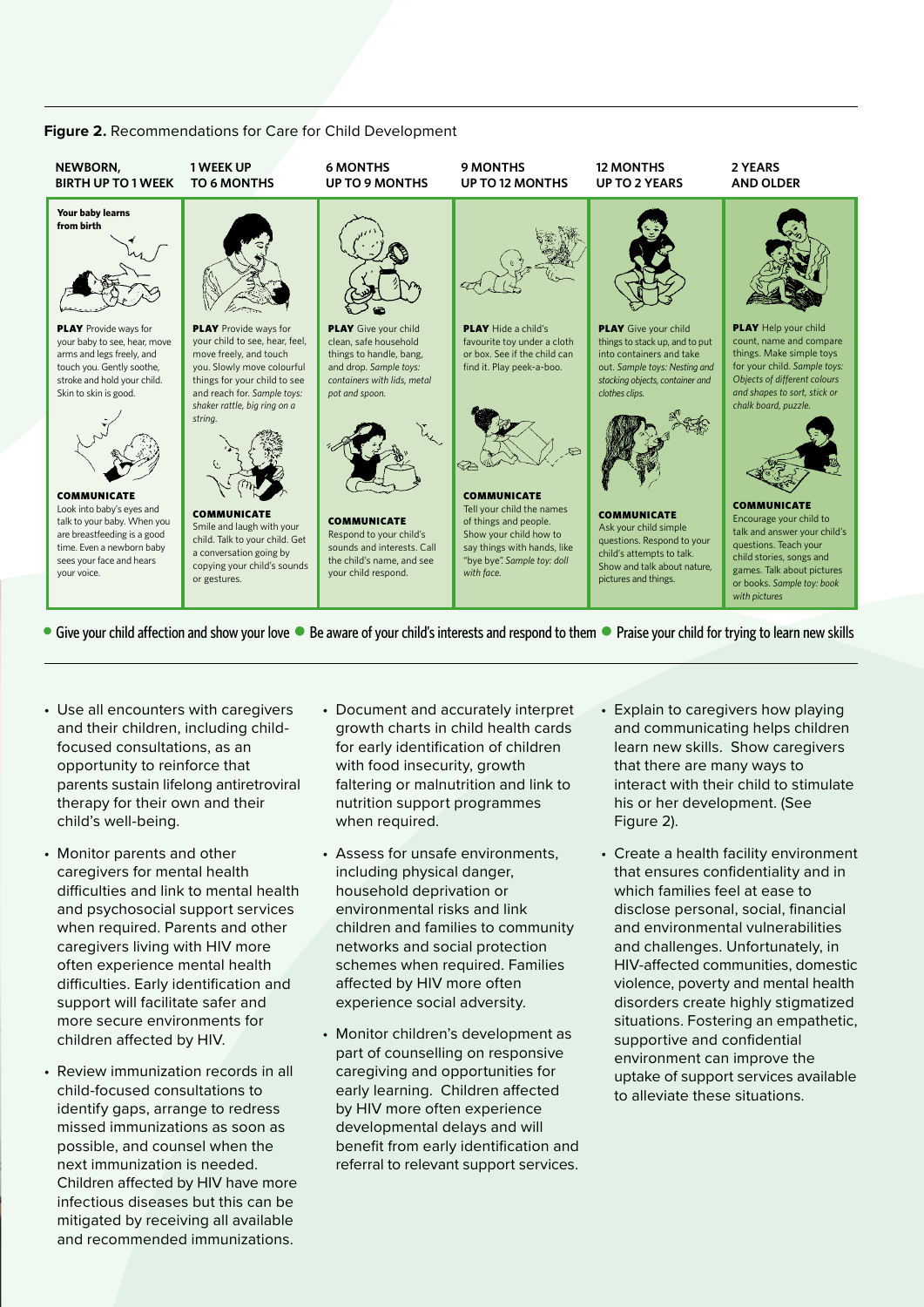**Figure 2.** Recommendations for Care for Child Development

| NEWBORN, BIRTH UP TO 1 WEEK | 1 WEEK UP TO 6 MONTHS | 6 MONTHS UP TO 9 MONTHS | 9 MONTHS UP TO 12 MONTHS | 12 MONTHS UP TO 2 YEARS | 2 YEARS AND OLDER |
|---|---|---|---|---|---|
| **Your baby learns from birth** | | | | | |
| **PLAY** Provide ways for your baby to see, hear, move arms and legs freely, and touch you. Gently soothe, stroke and hold your child. Skin to skin is good. | **PLAY** Provide ways for your child to see, hear, feel, move freely, and touch you. Slowly move colourful things for your child to see and reach for. *Sample toys: shaker rattle, big ring on a string.* | **PLAY** Give your child clean, safe household things to handle, bang, and drop. *Sample toys: containers with lids, metal pot and spoon.* | **PLAY** Hide a child's favourite toy under a cloth or box. See if the child can find it. Play peek-a-boo. | **PLAY** Give your child things to stack up, and to put into containers and take out. *Sample toys: Nesting and stacking objects, container and clothes clips.* | **PLAY** Help your child count, name and compare things. Make simple toys for your child. *Sample toys: Objects of different colours and shapes to sort, stick or chalk board, puzzle.* |
| **COMMUNICATE** Look into baby's eyes and talk to your baby. When you are breastfeeding is a good time. Even a newborn baby sees your face and hears your voice. | **COMMUNICATE** Smile and laugh with your child. Talk to your child. Get a conversation going by copying your child's sounds or gestures. | **COMMUNICATE** Respond to your child's sounds and interests. Call the child's name, and see your child respond. | **COMMUNICATE** Tell your child the names of things and people. Show your child how to say things with hands, like "bye bye". *Sample toy: doll with face.* | **COMMUNICATE** Ask your child simple questions. Respond to your child's attempts to talk. Show and talk about nature, pictures and things. | **COMMUNICATE** Encourage your child to talk and answer your child's questions. Teach your child stories, songs and games. Talk about pictures or books. *Sample toy: book with pictures* |

- Give your child affection and show your love
- Be aware of your child's interests and respond to them
- Praise your child for trying to learn new skills

- Use all encounters with caregivers and their children, including child-focused consultations, as an opportunity to reinforce that parents sustain lifelong antiretroviral therapy for their own and their child's well-being.
- Monitor parents and other caregivers for mental health difficulties and link to mental health and psychosocial support services when required. Parents and other caregivers living with HIV more often experience mental health difficulties. Early identification and support will facilitate safer and more secure environments for children affected by HIV.
- Review immunization records in all child-focused consultations to identify gaps, arrange to redress missed immunizations as soon as possible, and counsel when the next immunization is needed. Children affected by HIV have more infectious diseases but this can be mitigated by receiving all available and recommended immunizations.
- Document and accurately interpret growth charts in child health cards for early identification of children with food insecurity, growth faltering or malnutrition and link to nutrition support programmes when required.
- Assess for unsafe environments, including physical danger, household deprivation or environmental risks and link children and families to community networks and social protection schemes when required. Families affected by HIV more often experience social adversity.
- Monitor children's development as part of counselling on responsive caregiving and opportunities for early learning. Children affected by HIV more often experience developmental delays and will benefit from early identification and referral to relevant support services.
- Explain to caregivers how playing and communicating helps children learn new skills. Show caregivers that there are many ways to interact with their child to stimulate his or her development. (See Figure 2).
- Create a health facility environment that ensures confidentiality and in which families feel at ease to disclose personal, social, financial and environmental vulnerabilities and challenges. Unfortunately, in HIV-affected communities, domestic violence, poverty and mental health disorders create highly stigmatized situations. Fostering an empathetic, supportive and confidential environment can improve the uptake of support services available to alleviate these situations.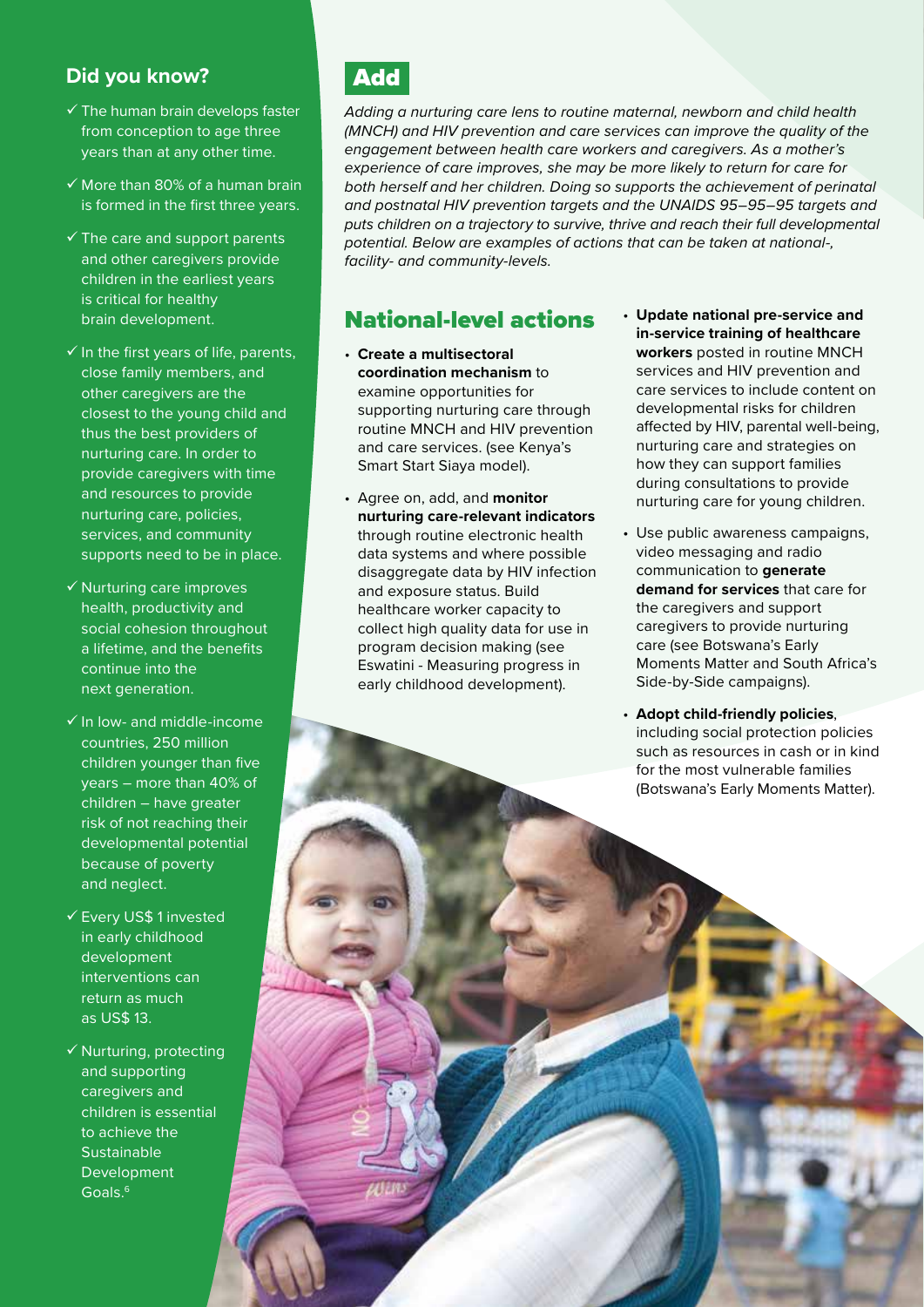## Did you know?

- ✓ The human brain develops faster from conception to age three years than at any other time.
- ✓ More than 80% of a human brain is formed in the first three years.
- ✓ The care and support parents and other caregivers provide children in the earliest years is critical for healthy brain development.
- ✓ In the first years of life, parents, close family members, and other caregivers are the closest to the young child and thus the best providers of nurturing care. In order to provide caregivers with time and resources to provide nurturing care, policies, services, and community supports need to be in place.
- ✓ Nurturing care improves health, productivity and social cohesion throughout a lifetime, and the benefits continue into the next generation.
- ✓ In low- and middle-income countries, 250 million children younger than five years – more than 40% of children – have greater risk of not reaching their developmental potential because of poverty and neglect.
- ✓ Every US$ 1 invested in early childhood development interventions can return as much as US$ 13.
- ✓ Nurturing, protecting and supporting caregivers and children is essential to achieve the Sustainable Development Goals.[6]

# Add

*Adding a nurturing care lens to routine maternal, newborn and child health (MNCH) and HIV prevention and care services can improve the quality of the engagement between health care workers and caregivers. As a mother's experience of care improves, she may be more likely to return for care for both herself and her children. Doing so supports the achievement of perinatal and postnatal HIV prevention targets and the UNAIDS 95–95–95 targets and puts children on a trajectory to survive, thrive and reach their full developmental potential. Below are examples of actions that can be taken at national-, facility- and community-levels.*

## National-level actions

- **Create a multisectoral coordination mechanism** to examine opportunities for supporting nurturing care through routine MNCH and HIV prevention and care services. (see Kenya's Smart Start Siaya model).
- Agree on, add, and **monitor nurturing care-relevant indicators** through routine electronic health data systems and where possible disaggregate data by HIV infection and exposure status. Build healthcare worker capacity to collect high quality data for use in program decision making (see Eswatini - Measuring progress in early childhood development).
- **Update national pre-service and in-service training of healthcare workers** posted in routine MNCH services and HIV prevention and care services to include content on developmental risks for children affected by HIV, parental well-being, nurturing care and strategies on how they can support families during consultations to provide nurturing care for young children.
- Use public awareness campaigns, video messaging and radio communication to **generate demand for services** that care for the caregivers and support caregivers to provide nurturing care (see Botswana's Early Moments Matter and South Africa's Side-by-Side campaigns).
- **Adopt child-friendly policies**, including social protection policies such as resources in cash or in kind for the most vulnerable families (Botswana's Early Moments Matter).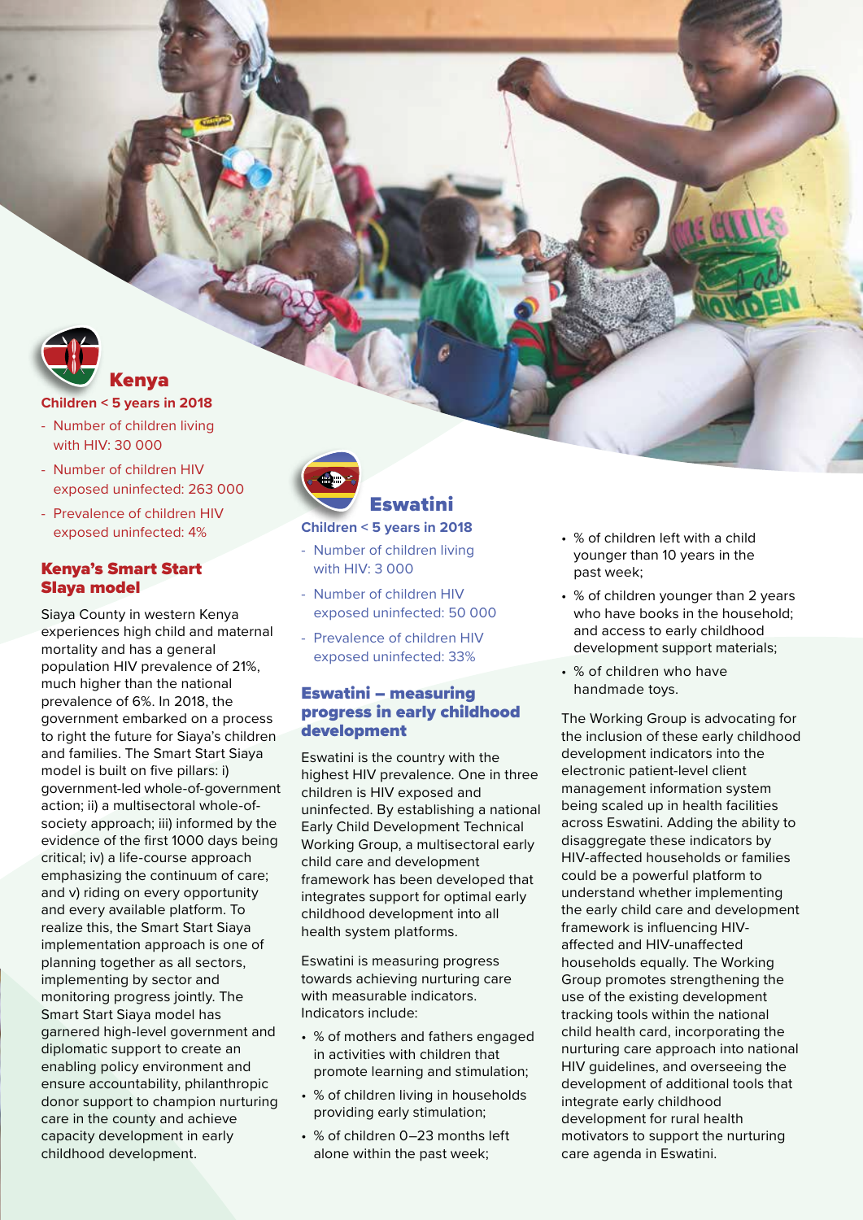## Kenya

**Children < 5 years in 2018**

- Number of children living with HIV: 30 000
- Number of children HIV exposed uninfected: 263 000
- Prevalence of children HIV exposed uninfected: 4%

### Kenya's Smart Start Siaya model

Siaya County in western Kenya experiences high child and maternal mortality and has a general population HIV prevalence of 21%, much higher than the national prevalence of 6%. In 2018, the government embarked on a process to right the future for Siaya's children and families. The Smart Start Siaya model is built on five pillars: i) government-led whole-of-government action; ii) a multisectoral whole-of-society approach; iii) informed by the evidence of the first 1000 days being critical; iv) a life-course approach emphasizing the continuum of care; and v) riding on every opportunity and every available platform. To realize this, the Smart Start Siaya implementation approach is one of planning together as all sectors, implementing by sector and monitoring progress jointly. The Smart Start Siaya model has garnered high-level government and diplomatic support to create an enabling policy environment and ensure accountability, philanthropic donor support to champion nurturing care in the county and achieve capacity development in early childhood development.

## Eswatini

**Children < 5 years in 2018**

- Number of children living with HIV: 3 000
- Number of children HIV exposed uninfected: 50 000
- Prevalence of children HIV exposed uninfected: 33%

### Eswatini – measuring progress in early childhood development

Eswatini is the country with the highest HIV prevalence. One in three children is HIV exposed and uninfected. By establishing a national Early Child Development Technical Working Group, a multisectoral early child care and development framework has been developed that integrates support for optimal early childhood development into all health system platforms.

Eswatini is measuring progress towards achieving nurturing care with measurable indicators. Indicators include:

- % of mothers and fathers engaged in activities with children that promote learning and stimulation;
- % of children living in households providing early stimulation;
- % of children 0–23 months left alone within the past week;
- % of children left with a child younger than 10 years in the past week;
- % of children younger than 2 years who have books in the household; and access to early childhood development support materials;
- % of children who have handmade toys.

The Working Group is advocating for the inclusion of these early childhood development indicators into the electronic patient-level client management information system being scaled up in health facilities across Eswatini. Adding the ability to disaggregate these indicators by HIV-affected households or families could be a powerful platform to understand whether implementing the early child care and development framework is influencing HIV-affected and HIV-unaffected households equally. The Working Group promotes strengthening the use of the existing development tracking tools within the national child health card, incorporating the nurturing care approach into national HIV guidelines, and overseeing the development of additional tools that integrate early childhood development for rural health motivators to support the nurturing care agenda in Eswatini.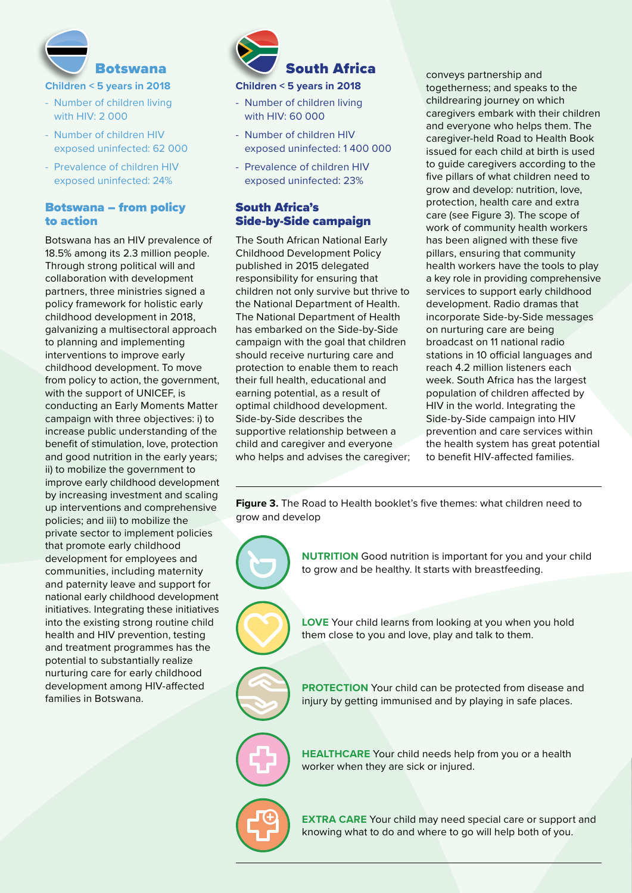## Botswana

**Children < 5 years in 2018**

- Number of children living with HIV: 2 000
- Number of children HIV exposed uninfected: 62 000
- Prevalence of children HIV exposed uninfected: 24%

### Botswana – from policy to action

Botswana has an HIV prevalence of 18.5% among its 2.3 million people. Through strong political will and collaboration with development partners, three ministries signed a policy framework for holistic early childhood development in 2018, galvanizing a multisectoral approach to planning and implementing interventions to improve early childhood development. To move from policy to action, the government, with the support of UNICEF, is conducting an Early Moments Matter campaign with three objectives: i) to increase public understanding of the benefit of stimulation, love, protection and good nutrition in the early years; ii) to mobilize the government to improve early childhood development by increasing investment and scaling up interventions and comprehensive policies; and iii) to mobilize the private sector to implement policies that promote early childhood development for employees and communities, including maternity and paternity leave and support for national early childhood development initiatives. Integrating these initiatives into the existing strong routine child health and HIV prevention, testing and treatment programmes has the potential to substantially realize nurturing care for early childhood development among HIV-affected families in Botswana.

## South Africa

**Children < 5 years in 2018**

- Number of children living with HIV: 60 000
- Number of children HIV exposed uninfected: 1 400 000
- Prevalence of children HIV exposed uninfected: 23%

### South Africa's Side-by-Side campaign

The South African National Early Childhood Development Policy published in 2015 delegated responsibility for ensuring that children not only survive but thrive to the National Department of Health. The National Department of Health has embarked on the Side-by-Side campaign with the goal that children should receive nurturing care and protection to enable them to reach their full health, educational and earning potential, as a result of optimal childhood development. Side-by-Side describes the supportive relationship between a child and caregiver and everyone who helps and advises the caregiver; conveys partnership and togetherness; and speaks to the childrearing journey on which caregivers embark with their children and everyone who helps them. The caregiver-held Road to Health Book issued for each child at birth is used to guide caregivers according to the five pillars of what children need to grow and develop: nutrition, love, protection, health care and extra care (see Figure 3). The scope of work of community health workers has been aligned with these five pillars, ensuring that community health workers have the tools to play a key role in providing comprehensive services to support early childhood development. Radio dramas that incorporate Side-by-Side messages on nurturing care are being broadcast on 11 national radio stations in 10 official languages and reach 4.2 million listeners each week. South Africa has the largest population of children affected by HIV in the world. Integrating the Side-by-Side campaign into HIV prevention and care services within the health system has great potential to benefit HIV-affected families.

**Figure 3.** The Road to Health booklet's five themes: what children need to grow and develop

**NUTRITION** Good nutrition is important for you and your child to grow and be healthy. It starts with breastfeeding.

**LOVE** Your child learns from looking at you when you hold them close to you and love, play and talk to them.

**PROTECTION** Your child can be protected from disease and injury by getting immunised and by playing in safe places.

**HEALTHCARE** Your child needs help from you or a health worker when they are sick or injured.

**EXTRA CARE** Your child may need special care or support and knowing what to do and where to go will help both of you.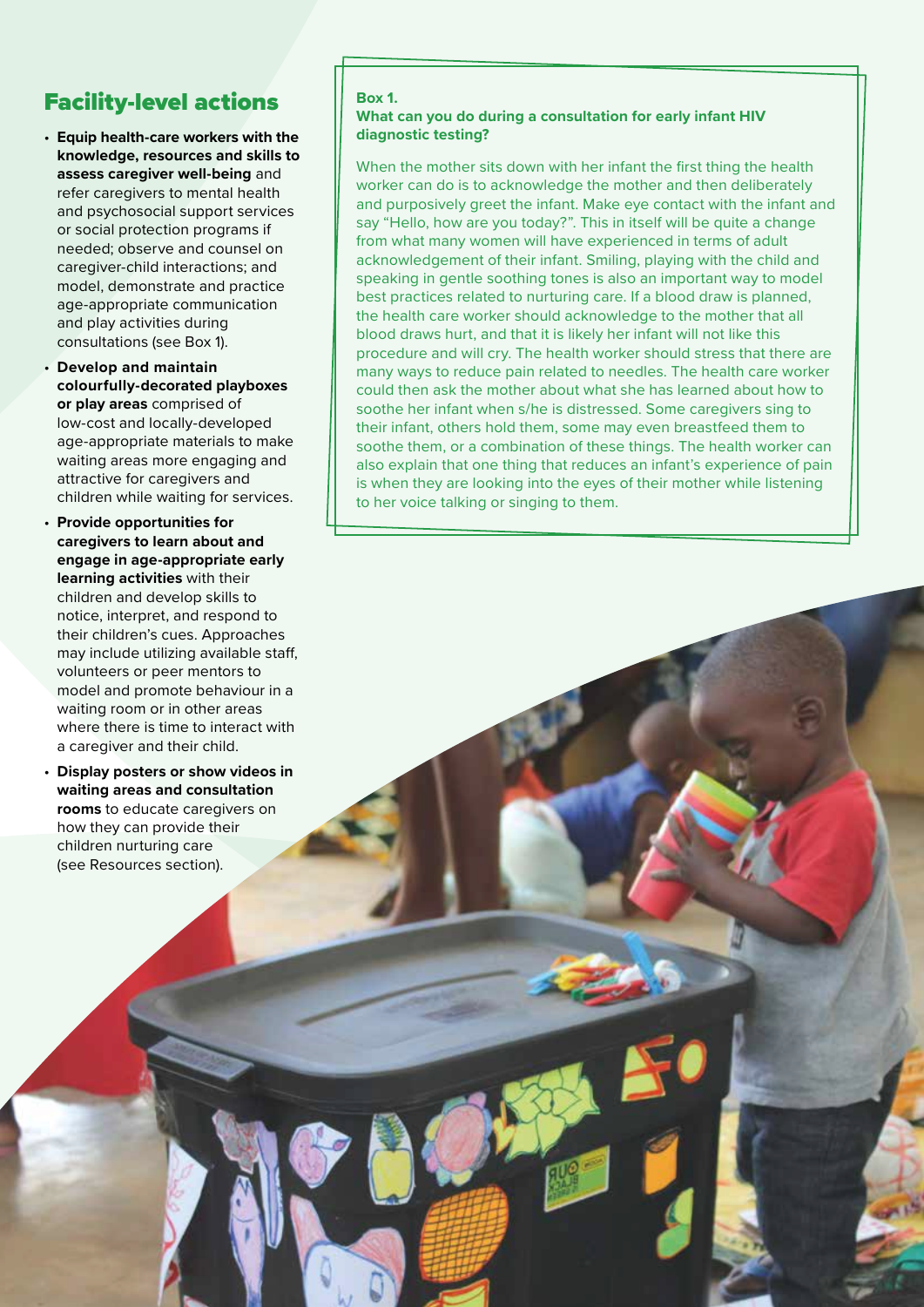## Facility-level actions

- **Equip health-care workers with the knowledge, resources and skills to assess caregiver well-being** and refer caregivers to mental health and psychosocial support services or social protection programs if needed; observe and counsel on caregiver-child interactions; and model, demonstrate and practice age-appropriate communication and play activities during consultations (see Box 1).
- **Develop and maintain colourfully-decorated playboxes or play areas** comprised of low-cost and locally-developed age-appropriate materials to make waiting areas more engaging and attractive for caregivers and children while waiting for services.
- **Provide opportunities for caregivers to learn about and engage in age-appropriate early learning activities** with their children and develop skills to notice, interpret, and respond to their children's cues. Approaches may include utilizing available staff, volunteers or peer mentors to model and promote behaviour in a waiting room or in other areas where there is time to interact with a caregiver and their child.
- **Display posters or show videos in waiting areas and consultation rooms** to educate caregivers on how they can provide their children nurturing care (see Resources section).

**Box 1.**
**What can you do during a consultation for early infant HIV diagnostic testing?**

When the mother sits down with her infant the first thing the health worker can do is to acknowledge the mother and then deliberately and purposively greet the infant. Make eye contact with the infant and say "Hello, how are you today?". This in itself will be quite a change from what many women will have experienced in terms of adult acknowledgement of their infant. Smiling, playing with the child and speaking in gentle soothing tones is also an important way to model best practices related to nurturing care. If a blood draw is planned, the health care worker should acknowledge to the mother that all blood draws hurt, and that it is likely her infant will not like this procedure and will cry. The health worker should stress that there are many ways to reduce pain related to needles. The health care worker could then ask the mother about what she has learned about how to soothe her infant when s/he is distressed. Some caregivers sing to their infant, others hold them, some may even breastfeed them to soothe them, or a combination of these things. The health worker can also explain that one thing that reduces an infant's experience of pain is when they are looking into the eyes of their mother while listening to her voice talking or singing to them.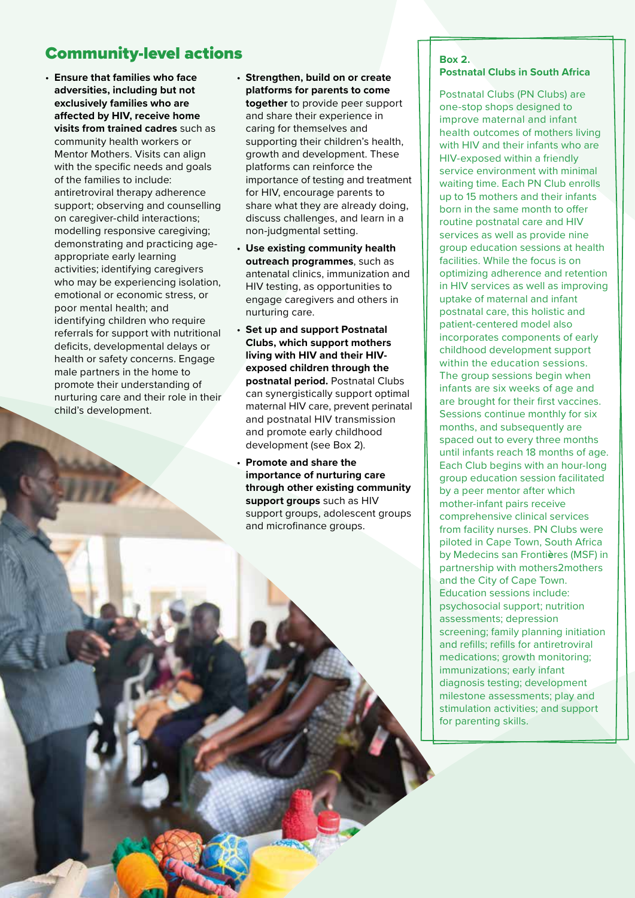## Community-level actions

- **Ensure that families who face adversities, including but not exclusively families who are affected by HIV, receive home visits from trained cadres** such as community health workers or Mentor Mothers. Visits can align with the specific needs and goals of the families to include: antiretroviral therapy adherence support; observing and counselling on caregiver-child interactions; modelling responsive caregiving; demonstrating and practicing age-appropriate early learning activities; identifying caregivers who may be experiencing isolation, emotional or economic stress, or poor mental health; and identifying children who require referrals for support with nutritional deficits, developmental delays or health or safety concerns. Engage male partners in the home to promote their understanding of nurturing care and their role in their child's development.
- **Strengthen, build on or create platforms for parents to come together** to provide peer support and share their experience in caring for themselves and supporting their children's health, growth and development. These platforms can reinforce the importance of testing and treatment for HIV, encourage parents to share what they are already doing, discuss challenges, and learn in a non-judgmental setting.
- **Use existing community health outreach programmes**, such as antenatal clinics, immunization and HIV testing, as opportunities to engage caregivers and others in nurturing care.
- **Set up and support Postnatal Clubs, which support mothers living with HIV and their HIV-exposed children through the postnatal period.** Postnatal Clubs can synergistically support optimal maternal HIV care, prevent perinatal and postnatal HIV transmission and promote early childhood development (see Box 2).
- **Promote and share the importance of nurturing care through other existing community support groups** such as HIV support groups, adolescent groups and microfinance groups.

**Box 2.**
**Postnatal Clubs in South Africa**

Postnatal Clubs (PN Clubs) are one-stop shops designed to improve maternal and infant health outcomes of mothers living with HIV and their infants who are HIV-exposed within a friendly service environment with minimal waiting time. Each PN Club enrolls up to 15 mothers and their infants born in the same month to offer routine postnatal care and HIV services as well as provide nine group education sessions at health facilities. While the focus is on optimizing adherence and retention in HIV services as well as improving uptake of maternal and infant postnatal care, this holistic and patient-centered model also incorporates components of early childhood development support within the education sessions. The group sessions begin when infants are six weeks of age and are brought for their first vaccines. Sessions continue monthly for six months, and subsequently are spaced out to every three months until infants reach 18 months of age. Each Club begins with an hour-long group education session facilitated by a peer mentor after which mother-infant pairs receive comprehensive clinical services from facility nurses. PN Clubs were piloted in Cape Town, South Africa by Medecins san Frontières (MSF) in partnership with mothers2mothers and the City of Cape Town. Education sessions include: psychosocial support; nutrition assessments; depression screening; family planning initiation and refills; refills for antiretroviral medications; growth monitoring; immunizations; early infant diagnosis testing; development milestone assessments; play and stimulation activities; and support for parenting skills.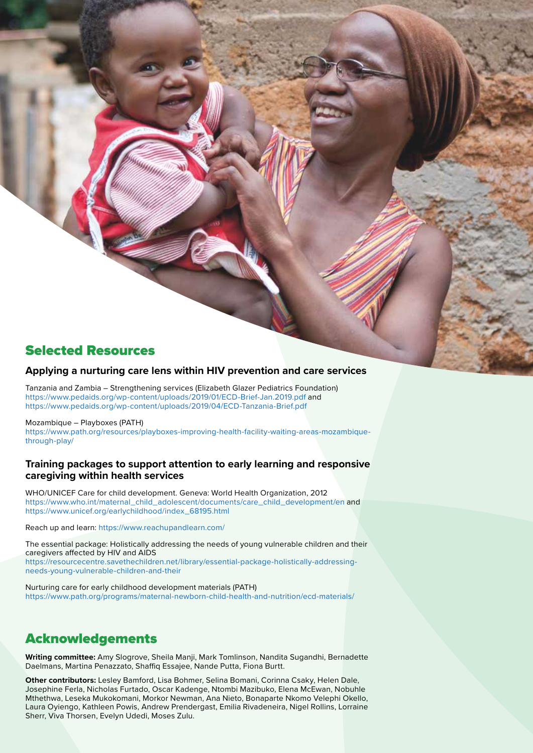## Selected Resources

### Applying a nurturing care lens within HIV prevention and care services

Tanzania and Zambia – Strengthening services (Elizabeth Glazer Pediatrics Foundation)
https://www.pedaids.org/wp-content/uploads/2019/01/ECD-Brief-Jan.2019.pdf and
https://www.pedaids.org/wp-content/uploads/2019/04/ECD-Tanzania-Brief.pdf

Mozambique – Playboxes (PATH)
https://www.path.org/resources/playboxes-improving-health-facility-waiting-areas-mozambique-through-play/

### Training packages to support attention to early learning and responsive caregiving within health services

WHO/UNICEF Care for child development. Geneva: World Health Organization, 2012
https://www.who.int/maternal_child_adolescent/documents/care_child_development/en and
https://www.unicef.org/earlychildhood/index_68195.html

Reach up and learn: https://www.reachupandlearn.com/

The essential package: Holistically addressing the needs of young vulnerable children and their caregivers affected by HIV and AIDS
https://resourcecentre.savethechildren.net/library/essential-package-holistically-addressing-needs-young-vulnerable-children-and-their

Nurturing care for early childhood development materials (PATH)
https://www.path.org/programs/maternal-newborn-child-health-and-nutrition/ecd-materials/

## Acknowledgements

**Writing committee:** Amy Slogrove, Sheila Manji, Mark Tomlinson, Nandita Sugandhi, Bernadette Daelmans, Martina Penazzato, Shaffiq Essajee, Nande Putta, Fiona Burtt.

**Other contributors:** Lesley Bamford, Lisa Bohmer, Selina Bomani, Corinna Csaky, Helen Dale, Josephine Ferla, Nicholas Furtado, Oscar Kadenge, Ntombi Mazibuko, Elena McEwan, Nobuhle Mthethwa, Leseka Mukokomani, Morkor Newman, Ana Nieto, Bonaparte Nkomo Velephi Okello, Laura Oyiengo, Kathleen Powis, Andrew Prendergast, Emilia Rivadeneira, Nigel Rollins, Lorraine Sherr, Viva Thorsen, Evelyn Udedi, Moses Zulu.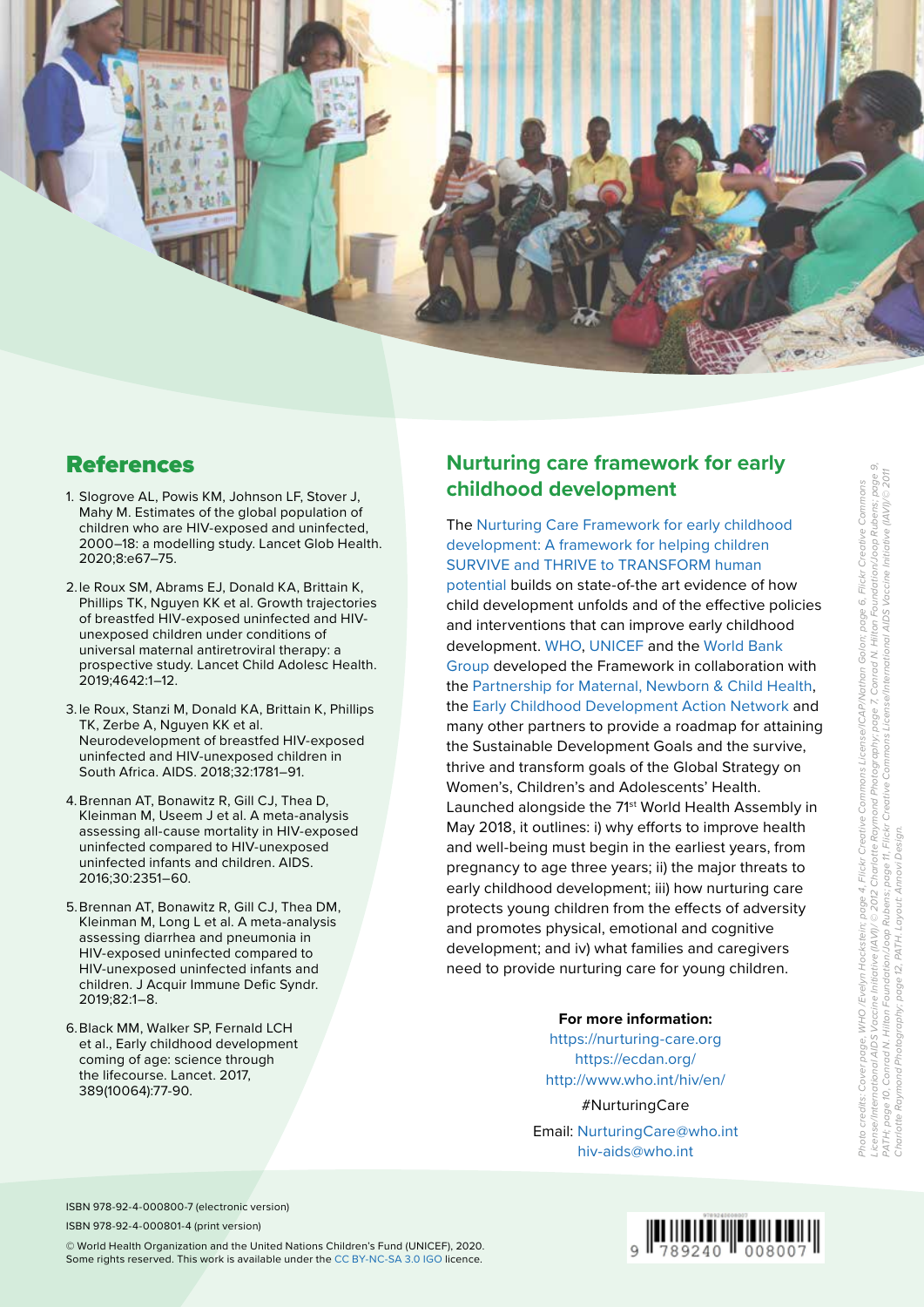## References

1. Slogrove AL, Powis KM, Johnson LF, Stover J, Mahy M. Estimates of the global population of children who are HIV-exposed and uninfected, 2000–18: a modelling study. Lancet Glob Health. 2020;8:e67–75.
2. le Roux SM, Abrams EJ, Donald KA, Brittain K, Phillips TK, Nguyen KK et al. Growth trajectories of breastfed HIV-exposed uninfected and HIV-unexposed children under conditions of universal maternal antiretroviral therapy: a prospective study. Lancet Child Adolesc Health. 2019;4642:1–12.
3. le Roux, Stanzi M, Donald KA, Brittain K, Phillips TK, Zerbe A, Nguyen KK et al. Neurodevelopment of breastfed HIV-exposed uninfected and HIV-unexposed children in South Africa. AIDS. 2018;32:1781–91.
4. Brennan AT, Bonawitz R, Gill CJ, Thea D, Kleinman M, Useem J et al. A meta-analysis assessing all-cause mortality in HIV-exposed uninfected compared to HIV-unexposed uninfected infants and children. AIDS. 2016;30:2351–60.
5. Brennan AT, Bonawitz R, Gill CJ, Thea DM, Kleinman M, Long L et al. A meta-analysis assessing diarrhea and pneumonia in HIV-exposed uninfected compared to HIV-unexposed uninfected infants and children. J Acquir Immune Defic Syndr. 2019;82:1–8.
6. Black MM, Walker SP, Fernald LCH et al., Early childhood development coming of age: science through the lifecourse. Lancet. 2017, 389(10064):77-90.

## Nurturing care framework for early childhood development

The Nurturing Care Framework for early childhood development: A framework for helping children SURVIVE and THRIVE to TRANSFORM human potential builds on state-of-the art evidence of how child development unfolds and of the effective policies and interventions that can improve early childhood development. WHO, UNICEF and the World Bank Group developed the Framework in collaboration with the Partnership for Maternal, Newborn & Child Health, the Early Childhood Development Action Network and many other partners to provide a roadmap for attaining the Sustainable Development Goals and the survive, thrive and transform goals of the Global Strategy on Women's, Children's and Adolescents' Health. Launched alongside the 71st World Health Assembly in May 2018, it outlines: i) why efforts to improve health and well-being must begin in the earliest years, from pregnancy to age three years; ii) the major threats to early childhood development; iii) how nurturing care protects young children from the effects of adversity and promotes physical, emotional and cognitive development; and iv) what families and caregivers need to provide nurturing care for young children.

**For more information:**

https://nurturing-care.org

https://ecdan.org/

http://www.who.int/hiv/en/

#NurturingCare

Email: NurturingCare@who.int

hiv-aids@who.int

*Photo credits: Cover page, WHO /Evelyn Hockstein; page 4, Flickr Creative Commons License/CAP/Nathan Golon; page 6, Flickr Creative Commons License/International AIDS Vaccine Initiative (IAVI)/ © 2012 Charlotte Raymond Photography; page 7, Conrad N. Hilton Foundation/Joop Rubens; page 9, PATH; page 10, Conrad N. Hilton Foundation/Joop Rubens; page 11, Flickr Creative Commons License/International AIDS Vaccine Initiative (IAVI)/© 2011 Charlotte Raymond Photography; page 12, PATH. Layout: Annovi Design.*

ISBN 978-92-4-000800-7 (electronic version)

ISBN 978-92-4-000801-4 (print version)

© World Health Organization and the United Nations Children's Fund (UNICEF), 2020. Some rights reserved. This work is available under the CC BY-NC-SA 3.0 IGO licence.